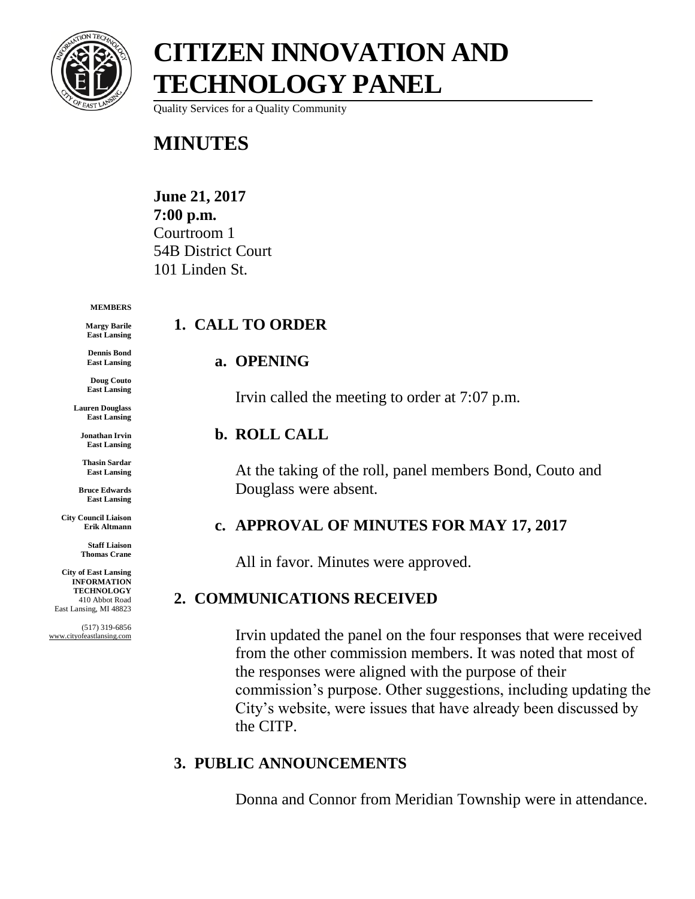# CITIZEN INNOVATION AND TECHNOLOGY PANEL

Quality Services for a Quality Community

# MINUTES

**June 21, 2017**
**7:00 p.m.**
Courtroom 1
54B District Court
101 Linden St.

**MEMBERS**

**Margy Barile**
**East Lansing**

**Dennis Bond**
**East Lansing**

**Doug Couto**
**East Lansing**

**Lauren Douglass**
**East Lansing**

**Jonathan Irvin**
**East Lansing**

**Thasin Sardar**
**East Lansing**

**Bruce Edwards**
**East Lansing**

**City Council Liaison**
**Erik Altmann**

**Staff Liaison**
**Thomas Crane**

**City of East Lansing**
**INFORMATION TECHNOLOGY**
410 Abbot Road
East Lansing, MI 48823

(517) 319-6856
www.cityofeastlansing.com

## 1. CALL TO ORDER

### a. OPENING

Irvin called the meeting to order at 7:07 p.m.

### b. ROLL CALL

At the taking of the roll, panel members Bond, Couto and Douglass were absent.

### c. APPROVAL OF MINUTES FOR MAY 17, 2017

All in favor. Minutes were approved.

## 2. COMMUNICATIONS RECEIVED

Irvin updated the panel on the four responses that were received from the other commission members. It was noted that most of the responses were aligned with the purpose of their commission's purpose. Other suggestions, including updating the City's website, were issues that have already been discussed by the CITP.

## 3. PUBLIC ANNOUNCEMENTS

Donna and Connor from Meridian Township were in attendance.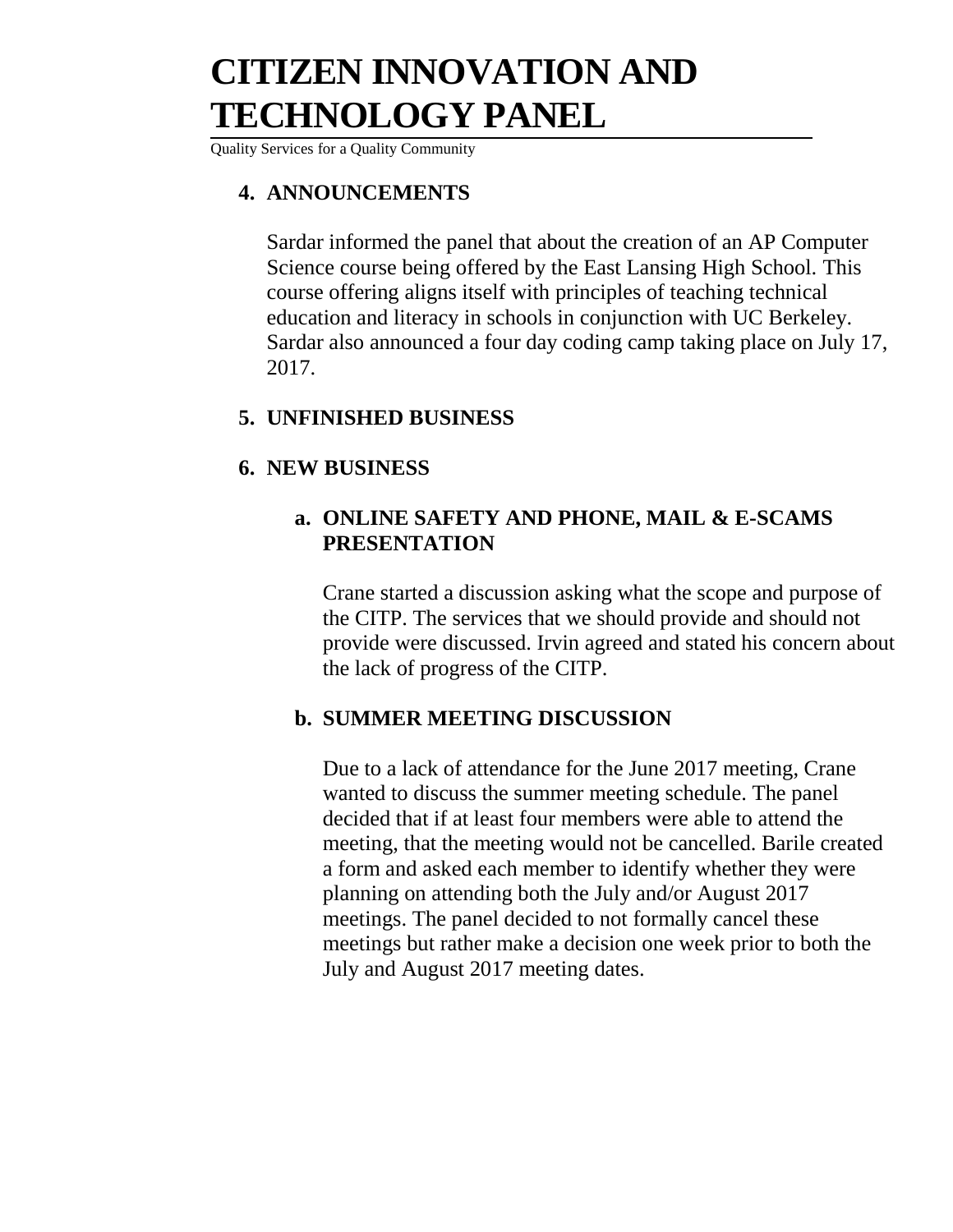# CITIZEN INNOVATION AND TECHNOLOGY PANEL

Quality Services for a Quality Community

## 4. ANNOUNCEMENTS

Sardar informed the panel that about the creation of an AP Computer Science course being offered by the East Lansing High School. This course offering aligns itself with principles of teaching technical education and literacy in schools in conjunction with UC Berkeley. Sardar also announced a four day coding camp taking place on July 17, 2017.

## 5. UNFINISHED BUSINESS

## 6. NEW BUSINESS

### a. ONLINE SAFETY AND PHONE, MAIL & E-SCAMS PRESENTATION

Crane started a discussion asking what the scope and purpose of the CITP. The services that we should provide and should not provide were discussed. Irvin agreed and stated his concern about the lack of progress of the CITP.

### b. SUMMER MEETING DISCUSSION

Due to a lack of attendance for the June 2017 meeting, Crane wanted to discuss the summer meeting schedule. The panel decided that if at least four members were able to attend the meeting, that the meeting would not be cancelled. Barile created a form and asked each member to identify whether they were planning on attending both the July and/or August 2017 meetings. The panel decided to not formally cancel these meetings but rather make a decision one week prior to both the July and August 2017 meeting dates.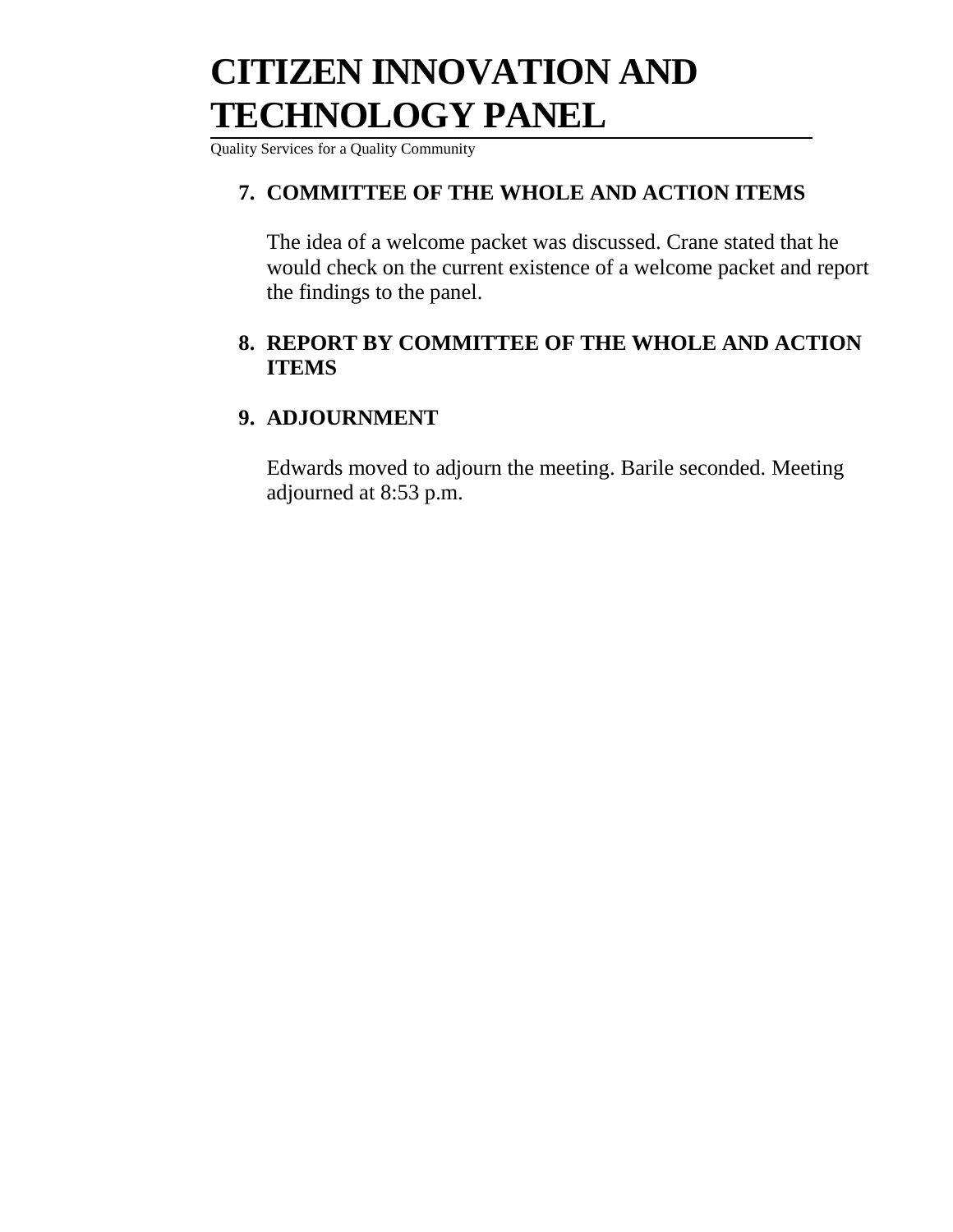# CITIZEN INNOVATION AND TECHNOLOGY PANEL

Quality Services for a Quality Community

7. **COMMITTEE OF THE WHOLE AND ACTION ITEMS**

   The idea of a welcome packet was discussed. Crane stated that he would check on the current existence of a welcome packet and report the findings to the panel.

8. **REPORT BY COMMITTEE OF THE WHOLE AND ACTION ITEMS**

9. **ADJOURNMENT**

   Edwards moved to adjourn the meeting. Barile seconded. Meeting adjourned at 8:53 p.m.